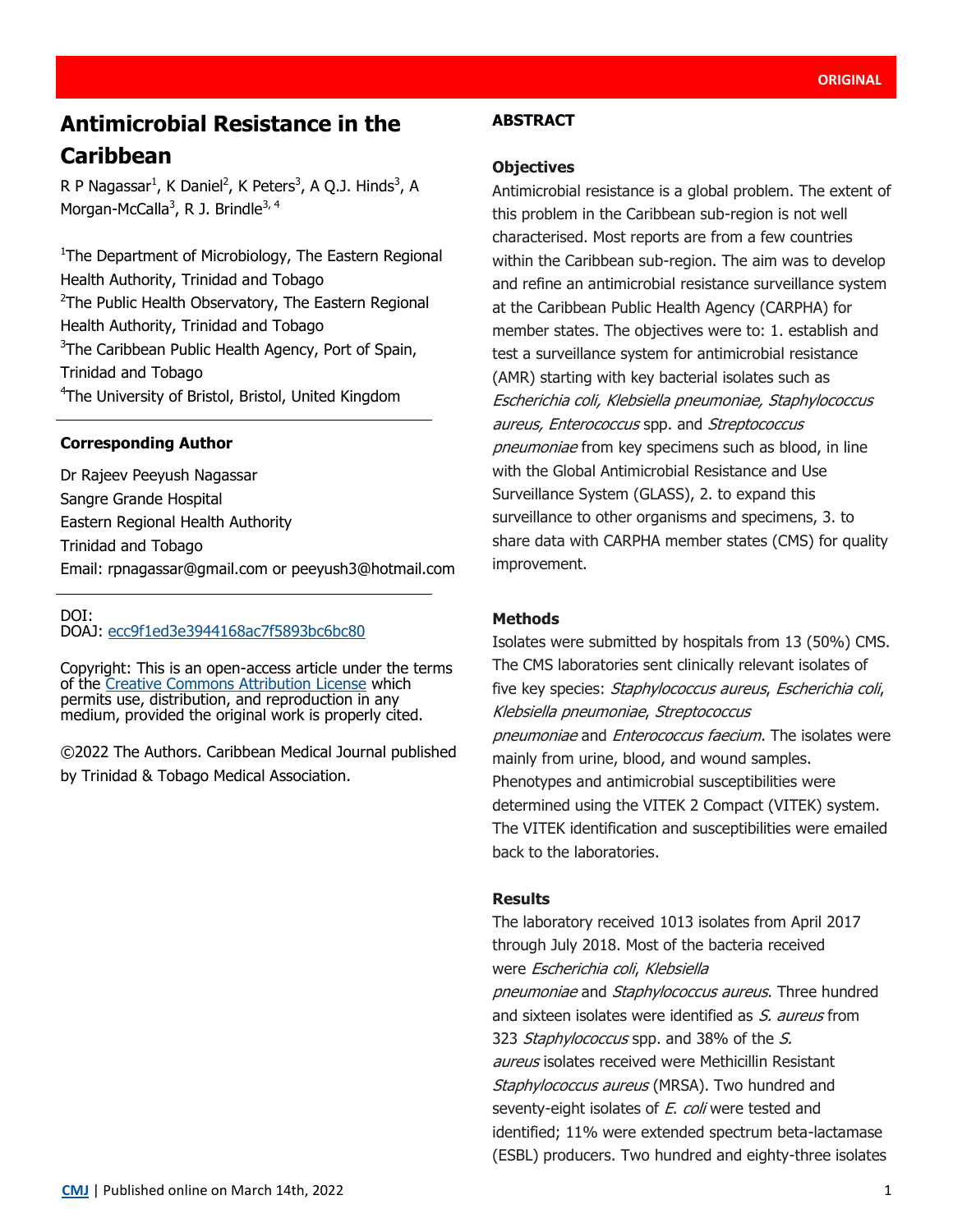ORIGINAL

# Antimicrobial Resistance in the Caribbean

R P Nagassar[1], K Daniel[2], K Peters[3], A Q.J. Hinds[3], A Morgan-McCalla[3], R J. Brindle[3, 4]

[1]The Department of Microbiology, The Eastern Regional Health Authority, Trinidad and Tobago
[2]The Public Health Observatory, The Eastern Regional Health Authority, Trinidad and Tobago
[3]The Caribbean Public Health Agency, Port of Spain, Trinidad and Tobago
[4]The University of Bristol, Bristol, United Kingdom

### Corresponding Author

Dr Rajeev Peeyush Nagassar
Sangre Grande Hospital
Eastern Regional Health Authority
Trinidad and Tobago
Email: rpnagassar@gmail.com or peeyush3@hotmail.com

DOI:
DOAJ: ecc9f1ed3e3944168ac7f5893bc6bc80

Copyright: This is an open-access article under the terms of the Creative Commons Attribution License which permits use, distribution, and reproduction in any medium, provided the original work is properly cited.

©2022 The Authors. Caribbean Medical Journal published by Trinidad & Tobago Medical Association.

## ABSTRACT

### Objectives

Antimicrobial resistance is a global problem. The extent of this problem in the Caribbean sub-region is not well characterised. Most reports are from a few countries within the Caribbean sub-region. The aim was to develop and refine an antimicrobial resistance surveillance system at the Caribbean Public Health Agency (CARPHA) for member states. The objectives were to: 1. establish and test a surveillance system for antimicrobial resistance (AMR) starting with key bacterial isolates such as *Escherichia coli, Klebsiella pneumoniae, Staphylococcus aureus, Enterococcus* spp. and *Streptococcus pneumoniae* from key specimens such as blood, in line with the Global Antimicrobial Resistance and Use Surveillance System (GLASS), 2. to expand this surveillance to other organisms and specimens, 3. to share data with CARPHA member states (CMS) for quality improvement.

### Methods

Isolates were submitted by hospitals from 13 (50%) CMS. The CMS laboratories sent clinically relevant isolates of five key species: *Staphylococcus aureus*, *Escherichia coli*, *Klebsiella pneumoniae*, *Streptococcus pneumoniae* and *Enterococcus faecium*. The isolates were mainly from urine, blood, and wound samples. Phenotypes and antimicrobial susceptibilities were determined using the VITEK 2 Compact (VITEK) system. The VITEK identification and susceptibilities were emailed back to the laboratories.

### Results

The laboratory received 1013 isolates from April 2017 through July 2018. Most of the bacteria received were *Escherichia coli*, *Klebsiella pneumoniae* and *Staphylococcus aureus*. Three hundred and sixteen isolates were identified as *S. aureus* from 323 *Staphylococcus* spp. and 38% of the *S. aureus* isolates received were Methicillin Resistant *Staphylococcus aureus* (MRSA). Two hundred and seventy-eight isolates of *E. coli* were tested and identified; 11% were extended spectrum beta-lactamase (ESBL) producers. Two hundred and eighty-three isolates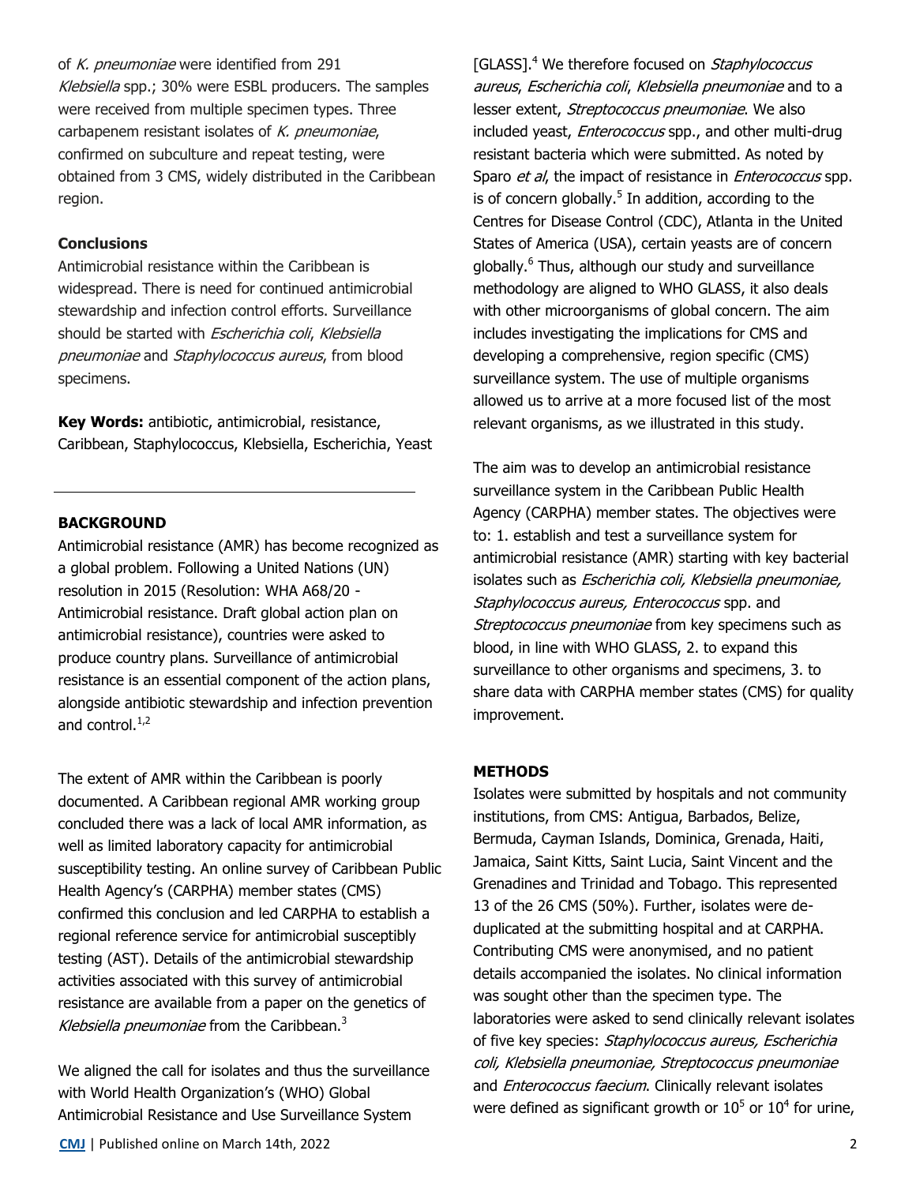of *K. pneumoniae* were identified from 291 *Klebsiella* spp.; 30% were ESBL producers. The samples were received from multiple specimen types. Three carbapenem resistant isolates of *K. pneumoniae*, confirmed on subculture and repeat testing, were obtained from 3 CMS, widely distributed in the Caribbean region.

**Conclusions**

Antimicrobial resistance within the Caribbean is widespread. There is need for continued antimicrobial stewardship and infection control efforts. Surveillance should be started with *Escherichia coli*, *Klebsiella pneumoniae* and *Staphylococcus aureus*, from blood specimens.

**Key Words:** antibiotic, antimicrobial, resistance, Caribbean, Staphylococcus, Klebsiella, Escherichia, Yeast

## BACKGROUND

Antimicrobial resistance (AMR) has become recognized as a global problem. Following a United Nations (UN) resolution in 2015 (Resolution: WHA A68/20 - Antimicrobial resistance. Draft global action plan on antimicrobial resistance), countries were asked to produce country plans. Surveillance of antimicrobial resistance is an essential component of the action plans, alongside antibiotic stewardship and infection prevention and control.[1,2]

The extent of AMR within the Caribbean is poorly documented. A Caribbean regional AMR working group concluded there was a lack of local AMR information, as well as limited laboratory capacity for antimicrobial susceptibility testing. An online survey of Caribbean Public Health Agency's (CARPHA) member states (CMS) confirmed this conclusion and led CARPHA to establish a regional reference service for antimicrobial susceptibly testing (AST). Details of the antimicrobial stewardship activities associated with this survey of antimicrobial resistance are available from a paper on the genetics of *Klebsiella pneumoniae* from the Caribbean.[3]

We aligned the call for isolates and thus the surveillance with World Health Organization's (WHO) Global Antimicrobial Resistance and Use Surveillance System [GLASS].[4] We therefore focused on *Staphylococcus aureus*, *Escherichia coli*, *Klebsiella pneumoniae* and to a lesser extent, *Streptococcus pneumoniae*. We also included yeast, *Enterococcus* spp., and other multi-drug resistant bacteria which were submitted. As noted by Sparo *et al*, the impact of resistance in *Enterococcus* spp. is of concern globally.[5] In addition, according to the Centres for Disease Control (CDC), Atlanta in the United States of America (USA), certain yeasts are of concern globally.[6] Thus, although our study and surveillance methodology are aligned to WHO GLASS, it also deals with other microorganisms of global concern. The aim includes investigating the implications for CMS and developing a comprehensive, region specific (CMS) surveillance system. The use of multiple organisms allowed us to arrive at a more focused list of the most relevant organisms, as we illustrated in this study.

The aim was to develop an antimicrobial resistance surveillance system in the Caribbean Public Health Agency (CARPHA) member states. The objectives were to: 1. establish and test a surveillance system for antimicrobial resistance (AMR) starting with key bacterial isolates such as *Escherichia coli, Klebsiella pneumoniae, Staphylococcus aureus, Enterococcus* spp. and *Streptococcus pneumoniae* from key specimens such as blood, in line with WHO GLASS, 2. to expand this surveillance to other organisms and specimens, 3. to share data with CARPHA member states (CMS) for quality improvement.

## METHODS

Isolates were submitted by hospitals and not community institutions, from CMS: Antigua, Barbados, Belize, Bermuda, Cayman Islands, Dominica, Grenada, Haiti, Jamaica, Saint Kitts, Saint Lucia, Saint Vincent and the Grenadines and Trinidad and Tobago. This represented 13 of the 26 CMS (50%). Further, isolates were de-duplicated at the submitting hospital and at CARPHA. Contributing CMS were anonymised, and no patient details accompanied the isolates. No clinical information was sought other than the specimen type. The laboratories were asked to send clinically relevant isolates of five key species: *Staphylococcus aureus, Escherichia coli, Klebsiella pneumoniae, Streptococcus pneumoniae* and *Enterococcus faecium*. Clinically relevant isolates were defined as significant growth or $10^5$ or $10^4$ for urine,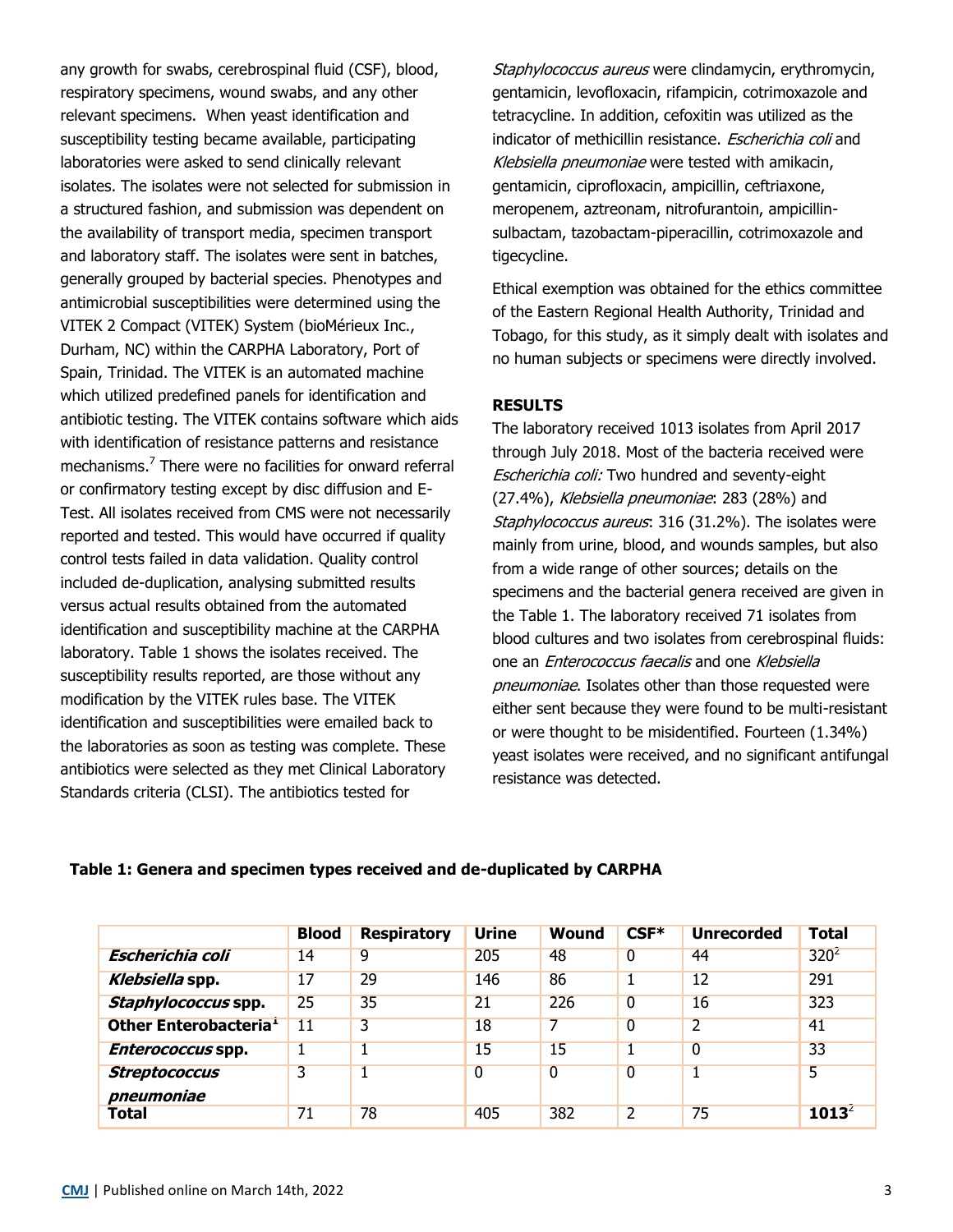any growth for swabs, cerebrospinal fluid (CSF), blood, respiratory specimens, wound swabs, and any other relevant specimens. When yeast identification and susceptibility testing became available, participating laboratories were asked to send clinically relevant isolates. The isolates were not selected for submission in a structured fashion, and submission was dependent on the availability of transport media, specimen transport and laboratory staff. The isolates were sent in batches, generally grouped by bacterial species. Phenotypes and antimicrobial susceptibilities were determined using the VITEK 2 Compact (VITEK) System (bioMérieux Inc., Durham, NC) within the CARPHA Laboratory, Port of Spain, Trinidad. The VITEK is an automated machine which utilized predefined panels for identification and antibiotic testing. The VITEK contains software which aids with identification of resistance patterns and resistance mechanisms.[7] There were no facilities for onward referral or confirmatory testing except by disc diffusion and E-Test. All isolates received from CMS were not necessarily reported and tested. This would have occurred if quality control tests failed in data validation. Quality control included de-duplication, analysing submitted results versus actual results obtained from the automated identification and susceptibility machine at the CARPHA laboratory. Table 1 shows the isolates received. The susceptibility results reported, are those without any modification by the VITEK rules base. The VITEK identification and susceptibilities were emailed back to the laboratories as soon as testing was complete. These antibiotics were selected as they met Clinical Laboratory Standards criteria (CLSI). The antibiotics tested for *Staphylococcus aureus* were clindamycin, erythromycin, gentamicin, levofloxacin, rifampicin, cotrimoxazole and tetracycline. In addition, cefoxitin was utilized as the indicator of methicillin resistance. *Escherichia coli* and *Klebsiella pneumoniae* were tested with amikacin, gentamicin, ciprofloxacin, ampicillin, ceftriaxone, meropenem, aztreonam, nitrofurantoin, ampicillin-sulbactam, tazobactam-piperacillin, cotrimoxazole and tigecycline.

Ethical exemption was obtained for the ethics committee of the Eastern Regional Health Authority, Trinidad and Tobago, for this study, as it simply dealt with isolates and no human subjects or specimens were directly involved.

## RESULTS

The laboratory received 1013 isolates from April 2017 through July 2018. Most of the bacteria received were *Escherichia coli:* Two hundred and seventy-eight (27.4%), *Klebsiella pneumoniae*: 283 (28%) and *Staphylococcus aureus*: 316 (31.2%). The isolates were mainly from urine, blood, and wounds samples, but also from a wide range of other sources; details on the specimens and the bacterial genera received are given in the Table 1. The laboratory received 71 isolates from blood cultures and two isolates from cerebrospinal fluids: one an *Enterococcus faecalis* and one *Klebsiella pneumoniae*. Isolates other than those requested were either sent because they were found to be multi-resistant or were thought to be misidentified. Fourteen (1.34%) yeast isolates were received, and no significant antifungal resistance was detected.

**Table 1: Genera and specimen types received and de-duplicated by CARPHA**

| | Blood | Respiratory | Urine | Wound | CSF* | Unrecorded | Total |
|---|---|---|---|---|---|---|---|
| ***Escherichia coli*** | 14 | 9 | 205 | 48 | 0 | 44 | 320[2] |
| ***Klebsiella* spp.** | 17 | 29 | 146 | 86 | 1 | 12 | 291 |
| ***Staphylococcus* spp.** | 25 | 35 | 21 | 226 | 0 | 16 | 323 |
| **Other Enterobacteria[1]** | 11 | 3 | 18 | 7 | 0 | 2 | 41 |
| ***Enterococcus* spp.** | 1 | 1 | 15 | 15 | 1 | 0 | 33 |
| ***Streptococcus pneumoniae*** | 3 | 1 | 0 | 0 | 0 | 1 | 5 |
| **Total** | 71 | 78 | 405 | 382 | 2 | 75 | **1013**[2] |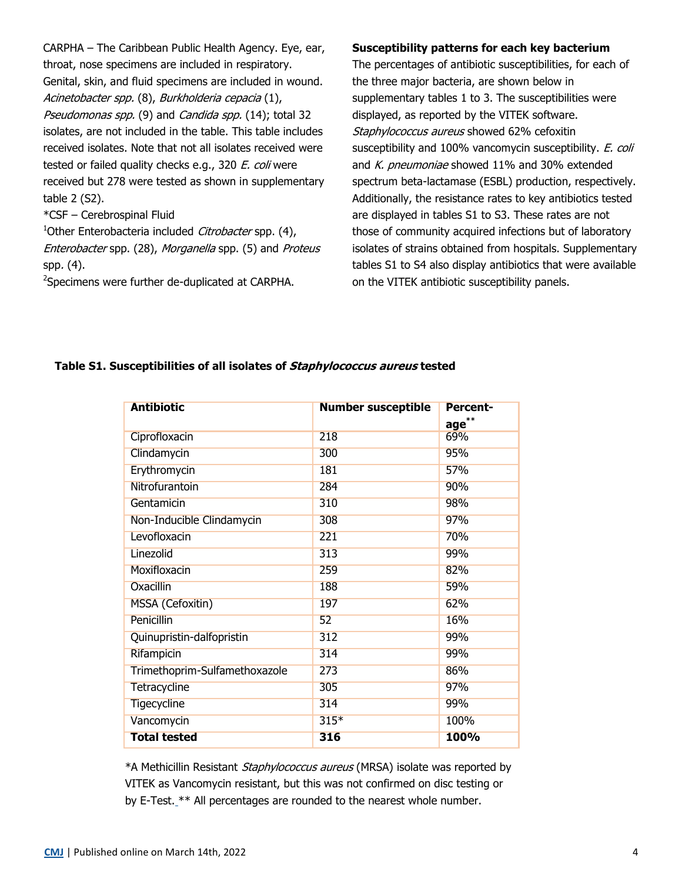CARPHA – The Caribbean Public Health Agency. Eye, ear, throat, nose specimens are included in respiratory. Genital, skin, and fluid specimens are included in wound. *Acinetobacter spp.* (8), *Burkholderia cepacia* (1), *Pseudomonas spp.* (9) and *Candida spp.* (14); total 32 isolates, are not included in the table. This table includes received isolates. Note that not all isolates received were tested or failed quality checks e.g., 320 *E. coli* were received but 278 were tested as shown in supplementary table 2 (S2).

*CSF – Cerebrospinal Fluid

[1]Other Enterobacteria included *Citrobacter* spp. (4), *Enterobacter* spp. (28), *Morganella* spp. (5) and *Proteus* spp. (4).

[2]Specimens were further de-duplicated at CARPHA.

**Susceptibility patterns for each key bacterium**

The percentages of antibiotic susceptibilities, for each of the three major bacteria, are shown below in supplementary tables 1 to 3. The susceptibilities were displayed, as reported by the VITEK software. *Staphylococcus aureus* showed 62% cefoxitin susceptibility and 100% vancomycin susceptibility. *E. coli* and *K. pneumoniae* showed 11% and 30% extended spectrum beta-lactamase (ESBL) production, respectively. Additionally, the resistance rates to key antibiotics tested are displayed in tables S1 to S3. These rates are not those of community acquired infections but of laboratory isolates of strains obtained from hospitals. Supplementary tables S1 to S4 also display antibiotics that were available on the VITEK antibiotic susceptibility panels.

**Table S1. Susceptibilities of all isolates of *Staphylococcus aureus* tested**

| Antibiotic | Number susceptible | Percent-age** |
|---|---|---|
| Ciprofloxacin | 218 | 69% |
| Clindamycin | 300 | 95% |
| Erythromycin | 181 | 57% |
| Nitrofurantoin | 284 | 90% |
| Gentamicin | 310 | 98% |
| Non-Inducible Clindamycin | 308 | 97% |
| Levofloxacin | 221 | 70% |
| Linezolid | 313 | 99% |
| Moxifloxacin | 259 | 82% |
| Oxacillin | 188 | 59% |
| MSSA (Cefoxitin) | 197 | 62% |
| Penicillin | 52 | 16% |
| Quinupristin-dalfopristin | 312 | 99% |
| Rifampicin | 314 | 99% |
| Trimethoprim-Sulfamethoxazole | 273 | 86% |
| Tetracycline | 305 | 97% |
| Tigecycline | 314 | 99% |
| Vancomycin | 315* | 100% |
| **Total tested** | **316** | **100%** |

*A Methicillin Resistant *Staphylococcus aureus* (MRSA) isolate was reported by VITEK as Vancomycin resistant, but this was not confirmed on disc testing or by E-Test. ** All percentages are rounded to the nearest whole number.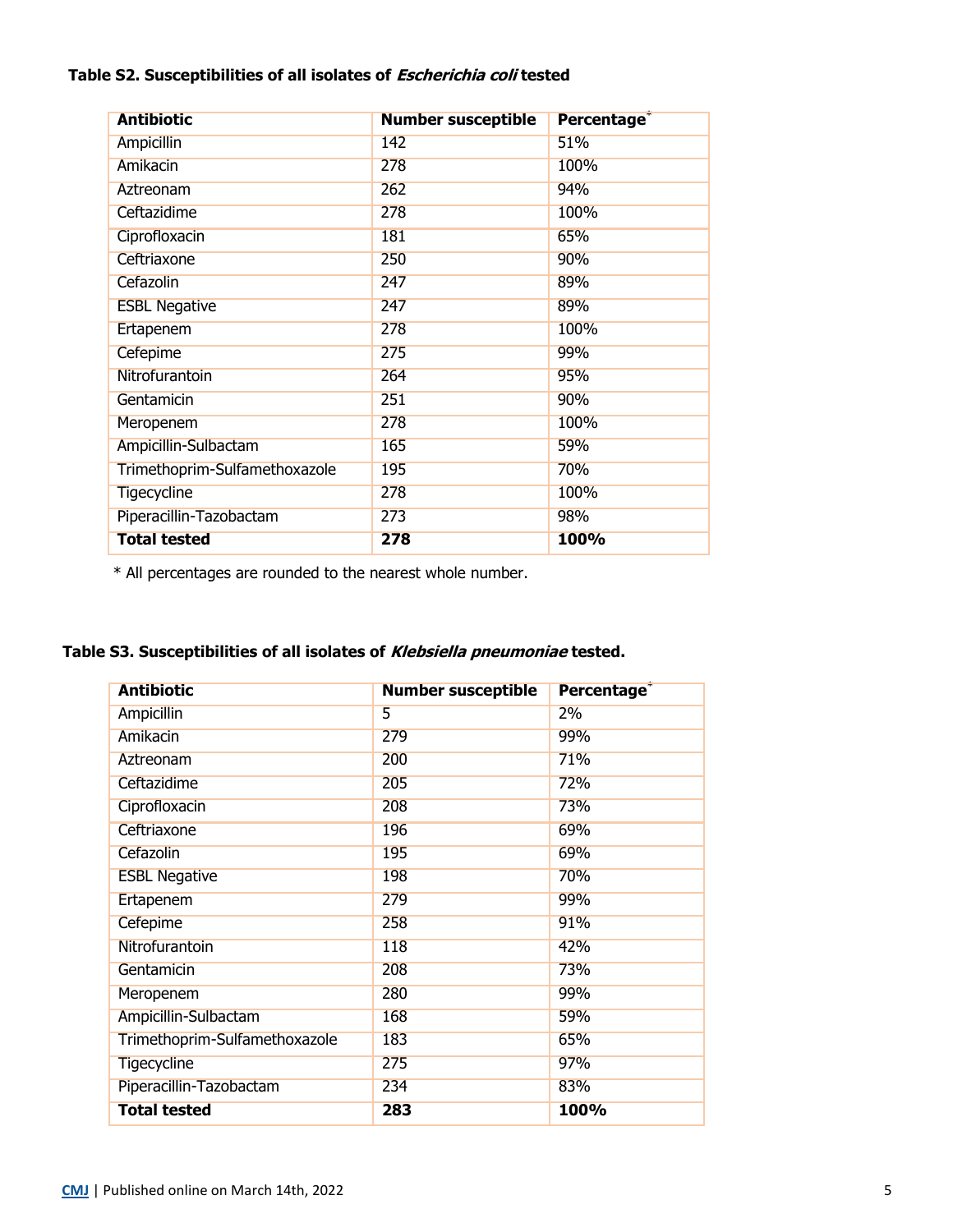**Table S2. Susceptibilities of all isolates of *Escherichia coli* tested**

| Antibiotic | Number susceptible | Percentage* |
|---|---|---|
| Ampicillin | 142 | 51% |
| Amikacin | 278 | 100% |
| Aztreonam | 262 | 94% |
| Ceftazidime | 278 | 100% |
| Ciprofloxacin | 181 | 65% |
| Ceftriaxone | 250 | 90% |
| Cefazolin | 247 | 89% |
| ESBL Negative | 247 | 89% |
| Ertapenem | 278 | 100% |
| Cefepime | 275 | 99% |
| Nitrofurantoin | 264 | 95% |
| Gentamicin | 251 | 90% |
| Meropenem | 278 | 100% |
| Ampicillin-Sulbactam | 165 | 59% |
| Trimethoprim-Sulfamethoxazole | 195 | 70% |
| Tigecycline | 278 | 100% |
| Piperacillin-Tazobactam | 273 | 98% |
| **Total tested** | **278** | **100%** |

\* All percentages are rounded to the nearest whole number.

**Table S3. Susceptibilities of all isolates of *Klebsiella pneumoniae* tested.**

| Antibiotic | Number susceptible | Percentage* |
|---|---|---|
| Ampicillin | 5 | 2% |
| Amikacin | 279 | 99% |
| Aztreonam | 200 | 71% |
| Ceftazidime | 205 | 72% |
| Ciprofloxacin | 208 | 73% |
| Ceftriaxone | 196 | 69% |
| Cefazolin | 195 | 69% |
| ESBL Negative | 198 | 70% |
| Ertapenem | 279 | 99% |
| Cefepime | 258 | 91% |
| Nitrofurantoin | 118 | 42% |
| Gentamicin | 208 | 73% |
| Meropenem | 280 | 99% |
| Ampicillin-Sulbactam | 168 | 59% |
| Trimethoprim-Sulfamethoxazole | 183 | 65% |
| Tigecycline | 275 | 97% |
| Piperacillin-Tazobactam | 234 | 83% |
| **Total tested** | **283** | **100%** |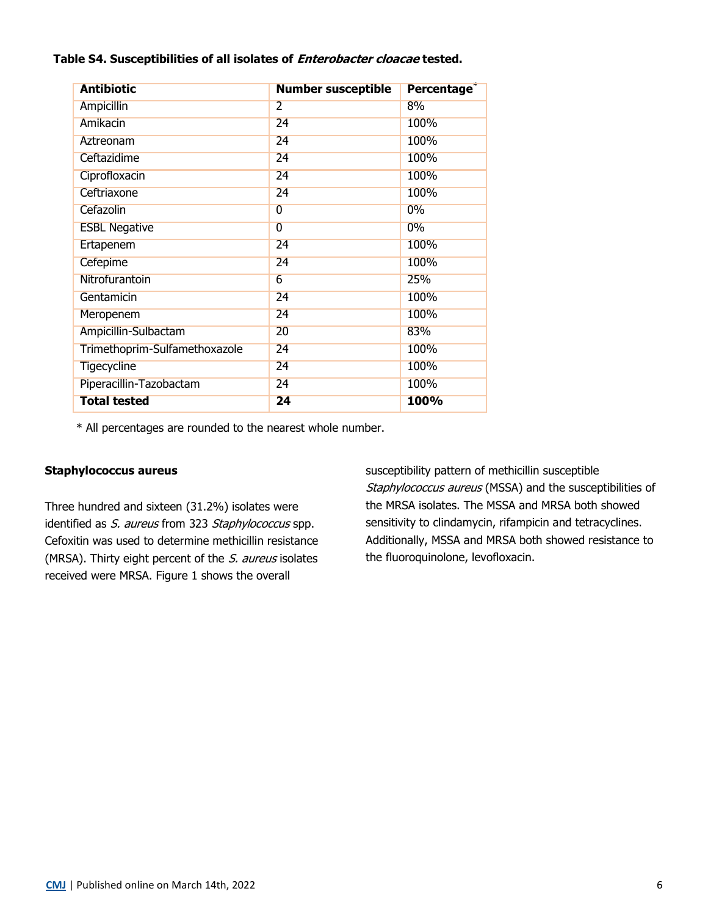**Table S4. Susceptibilities of all isolates of *Enterobacter cloacae* tested.**

| Antibiotic | Number susceptible | Percentage* |
|---|---|---|
| Ampicillin | 2 | 8% |
| Amikacin | 24 | 100% |
| Aztreonam | 24 | 100% |
| Ceftazidime | 24 | 100% |
| Ciprofloxacin | 24 | 100% |
| Ceftriaxone | 24 | 100% |
| Cefazolin | 0 | 0% |
| ESBL Negative | 0 | 0% |
| Ertapenem | 24 | 100% |
| Cefepime | 24 | 100% |
| Nitrofurantoin | 6 | 25% |
| Gentamicin | 24 | 100% |
| Meropenem | 24 | 100% |
| Ampicillin-Sulbactam | 20 | 83% |
| Trimethoprim-Sulfamethoxazole | 24 | 100% |
| Tigecycline | 24 | 100% |
| Piperacillin-Tazobactam | 24 | 100% |
| **Total tested** | **24** | **100%** |

* All percentages are rounded to the nearest whole number.

**Staphylococcus aureus**

Three hundred and sixteen (31.2%) isolates were identified as *S. aureus* from 323 *Staphylococcus* spp. Cefoxitin was used to determine methicillin resistance (MRSA). Thirty eight percent of the *S. aureus* isolates received were MRSA. Figure 1 shows the overall susceptibility pattern of methicillin susceptible *Staphylococcus aureus* (MSSA) and the susceptibilities of the MRSA isolates. The MSSA and MRSA both showed sensitivity to clindamycin, rifampicin and tetracyclines. Additionally, MSSA and MRSA both showed resistance to the fluoroquinolone, levofloxacin.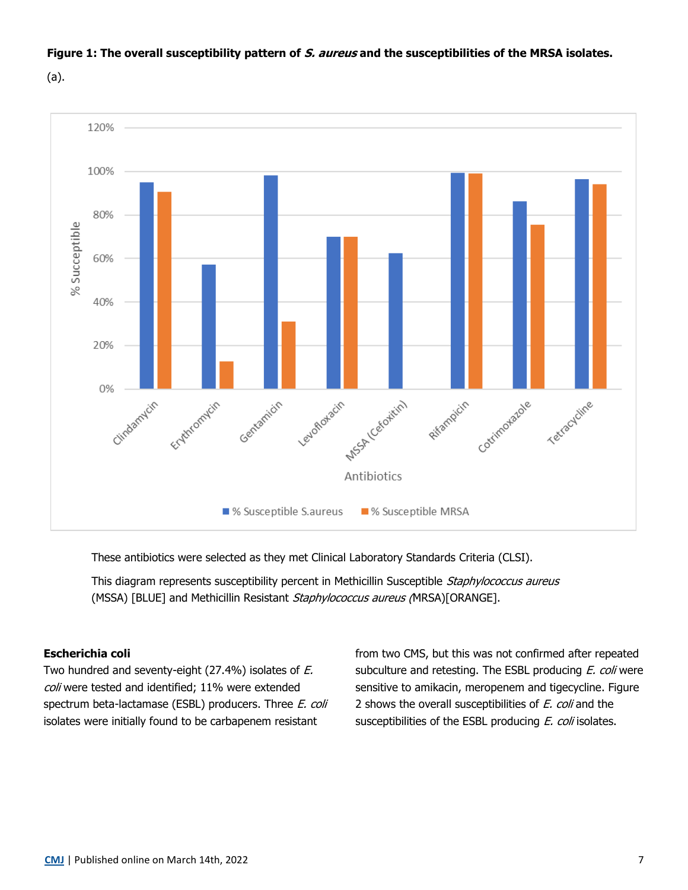**Figure 1: The overall susceptibility pattern of *S. aureus* and the susceptibilities of the MRSA isolates.**

(a).

These antibiotics were selected as they met Clinical Laboratory Standards Criteria (CLSI).

This diagram represents susceptibility percent in Methicillin Susceptible *Staphylococcus aureus* (MSSA) [BLUE] and Methicillin Resistant *Staphylococcus aureus (*MRSA)[ORANGE].

**Escherichia coli**

Two hundred and seventy-eight (27.4%) isolates of *E. coli* were tested and identified; 11% were extended spectrum beta-lactamase (ESBL) producers. Three *E. coli* isolates were initially found to be carbapenem resistant from two CMS, but this was not confirmed after repeated subculture and retesting. The ESBL producing *E. coli* were sensitive to amikacin, meropenem and tigecycline. Figure 2 shows the overall susceptibilities of *E. coli* and the susceptibilities of the ESBL producing *E. coli* isolates.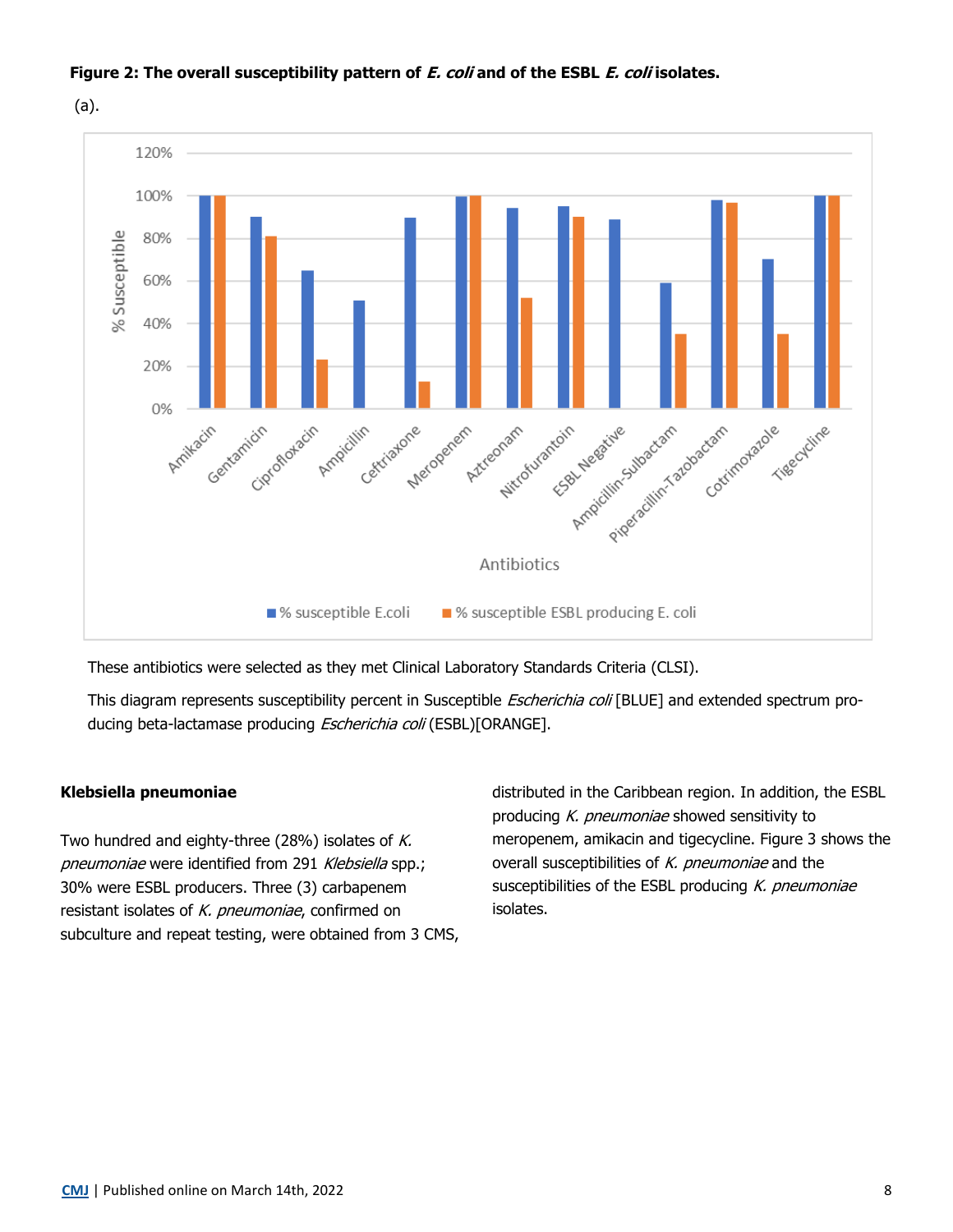**Figure 2: The overall susceptibility pattern of *E. coli* and of the ESBL *E. coli* isolates.**

(a).

These antibiotics were selected as they met Clinical Laboratory Standards Criteria (CLSI).

This diagram represents susceptibility percent in Susceptible *Escherichia coli* [BLUE] and extended spectrum producing beta-lactamase producing *Escherichia coli* (ESBL)[ORANGE].

### Klebsiella pneumoniae

Two hundred and eighty-three (28%) isolates of *K. pneumoniae* were identified from 291 *Klebsiella* spp.; 30% were ESBL producers. Three (3) carbapenem resistant isolates of *K. pneumoniae*, confirmed on subculture and repeat testing, were obtained from 3 CMS, distributed in the Caribbean region. In addition, the ESBL producing *K. pneumoniae* showed sensitivity to meropenem, amikacin and tigecycline. Figure 3 shows the overall susceptibilities of *K. pneumoniae* and the susceptibilities of the ESBL producing *K. pneumoniae* isolates.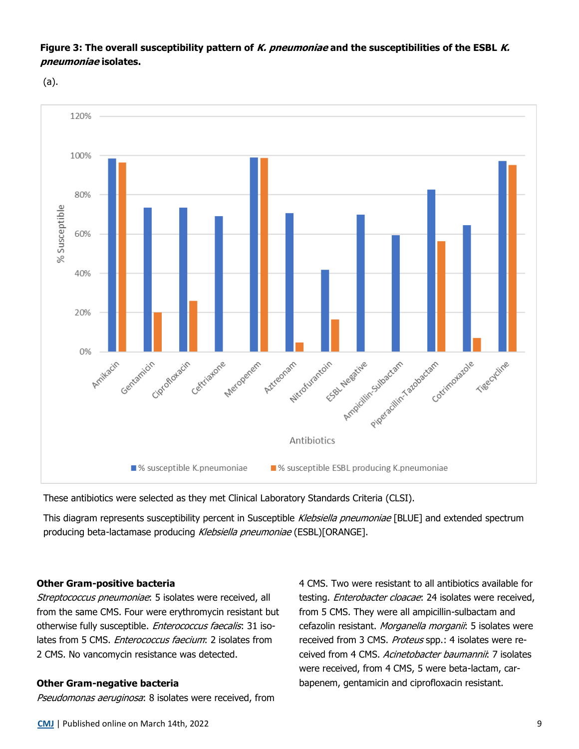**Figure 3: The overall susceptibility pattern of *K. pneumoniae* and the susceptibilities of the ESBL *K. pneumoniae* isolates.**

(a).

These antibiotics were selected as they met Clinical Laboratory Standards Criteria (CLSI).

This diagram represents susceptibility percent in Susceptible *Klebsiella pneumoniae* [BLUE] and extended spectrum producing beta-lactamase producing *Klebsiella pneumoniae* (ESBL)[ORANGE].

### Other Gram-positive bacteria

*Streptococcus pneumoniae*: 5 isolates were received, all from the same CMS. Four were erythromycin resistant but otherwise fully susceptible. *Enterococcus faecalis*: 31 isolates from 5 CMS. *Enterococcus faecium*: 2 isolates from 2 CMS. No vancomycin resistance was detected.

### Other Gram-negative bacteria

*Pseudomonas aeruginosa*: 8 isolates were received, from 4 CMS. Two were resistant to all antibiotics available for testing. *Enterobacter cloacae*: 24 isolates were received, from 5 CMS. They were all ampicillin-sulbactam and cefazolin resistant. *Morganella morganii*: 5 isolates were received from 3 CMS. *Proteus* spp.: 4 isolates were received from 4 CMS. *Acinetobacter baumannii*: 7 isolates were received, from 4 CMS, 5 were beta-lactam, carbapenem, gentamicin and ciprofloxacin resistant.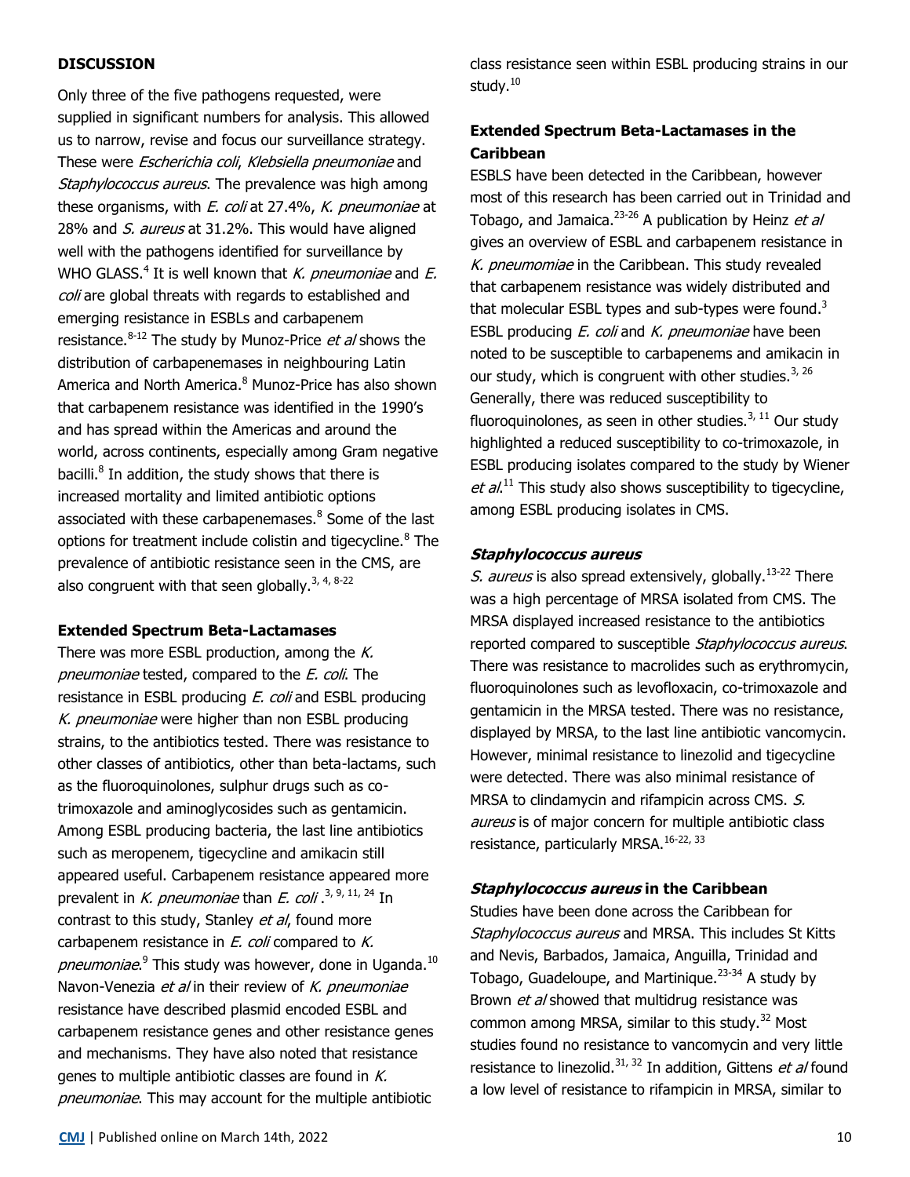## DISCUSSION

Only three of the five pathogens requested, were supplied in significant numbers for analysis. This allowed us to narrow, revise and focus our surveillance strategy. These were *Escherichia coli*, *Klebsiella pneumoniae* and *Staphylococcus aureus*. The prevalence was high among these organisms, with *E. coli* at 27.4%, *K. pneumoniae* at 28% and *S. aureus* at 31.2%. This would have aligned well with the pathogens identified for surveillance by WHO GLASS.[4] It is well known that *K. pneumoniae* and *E. coli* are global threats with regards to established and emerging resistance in ESBLs and carbapenem resistance.[8-12] The study by Munoz-Price *et al* shows the distribution of carbapenemases in neighbouring Latin America and North America.[8] Munoz-Price has also shown that carbapenem resistance was identified in the 1990's and has spread within the Americas and around the world, across continents, especially among Gram negative bacilli.[8] In addition, the study shows that there is increased mortality and limited antibiotic options associated with these carbapenemases.[8] Some of the last options for treatment include colistin and tigecycline.[8] The prevalence of antibiotic resistance seen in the CMS, are also congruent with that seen globally.[3, 4, 8-22]

### Extended Spectrum Beta-Lactamases

There was more ESBL production, among the *K. pneumoniae* tested, compared to the *E. coli*. The resistance in ESBL producing *E. coli* and ESBL producing *K. pneumoniae* were higher than non ESBL producing strains, to the antibiotics tested. There was resistance to other classes of antibiotics, other than beta-lactams, such as the fluoroquinolones, sulphur drugs such as co-trimoxazole and aminoglycosides such as gentamicin. Among ESBL producing bacteria, the last line antibiotics such as meropenem, tigecycline and amikacin still appeared useful. Carbapenem resistance appeared more prevalent in *K. pneumoniae* than *E. coli* .[3, 9, 11, 24] In contrast to this study, Stanley *et al*, found more carbapenem resistance in *E. coli* compared to *K. pneumoniae*.[9] This study was however, done in Uganda.[10] Navon-Venezia *et al* in their review of *K. pneumoniae* resistance have described plasmid encoded ESBL and carbapenem resistance genes and other resistance genes and mechanisms. They have also noted that resistance genes to multiple antibiotic classes are found in *K. pneumoniae*. This may account for the multiple antibiotic class resistance seen within ESBL producing strains in our study.[10]

### Extended Spectrum Beta-Lactamases in the Caribbean

ESBLS have been detected in the Caribbean, however most of this research has been carried out in Trinidad and Tobago, and Jamaica.[23-26] A publication by Heinz *et al* gives an overview of ESBL and carbapenem resistance in *K. pneumomiae* in the Caribbean. This study revealed that carbapenem resistance was widely distributed and that molecular ESBL types and sub-types were found.[3] ESBL producing *E. coli* and *K. pneumoniae* have been noted to be susceptible to carbapenems and amikacin in our study, which is congruent with other studies.[3, 26] Generally, there was reduced susceptibility to fluoroquinolones, as seen in other studies.[3, 11] Our study highlighted a reduced susceptibility to co-trimoxazole, in ESBL producing isolates compared to the study by Wiener *et al*.[11] This study also shows susceptibility to tigecycline, among ESBL producing isolates in CMS.

### *Staphylococcus aureus*

*S. aureus* is also spread extensively, globally.[13-22] There was a high percentage of MRSA isolated from CMS. The MRSA displayed increased resistance to the antibiotics reported compared to susceptible *Staphylococcus aureus*. There was resistance to macrolides such as erythromycin, fluoroquinolones such as levofloxacin, co-trimoxazole and gentamicin in the MRSA tested. There was no resistance, displayed by MRSA, to the last line antibiotic vancomycin. However, minimal resistance to linezolid and tigecycline were detected. There was also minimal resistance of MRSA to clindamycin and rifampicin across CMS. *S. aureus* is of major concern for multiple antibiotic class resistance, particularly MRSA.[16-22, 33]

### *Staphylococcus aureus* in the Caribbean

Studies have been done across the Caribbean for *Staphylococcus aureus* and MRSA. This includes St Kitts and Nevis, Barbados, Jamaica, Anguilla, Trinidad and Tobago, Guadeloupe, and Martinique.[23-34] A study by Brown *et al* showed that multidrug resistance was common among MRSA, similar to this study.[32] Most studies found no resistance to vancomycin and very little resistance to linezolid.[31, 32] In addition, Gittens *et al* found a low level of resistance to rifampicin in MRSA, similar to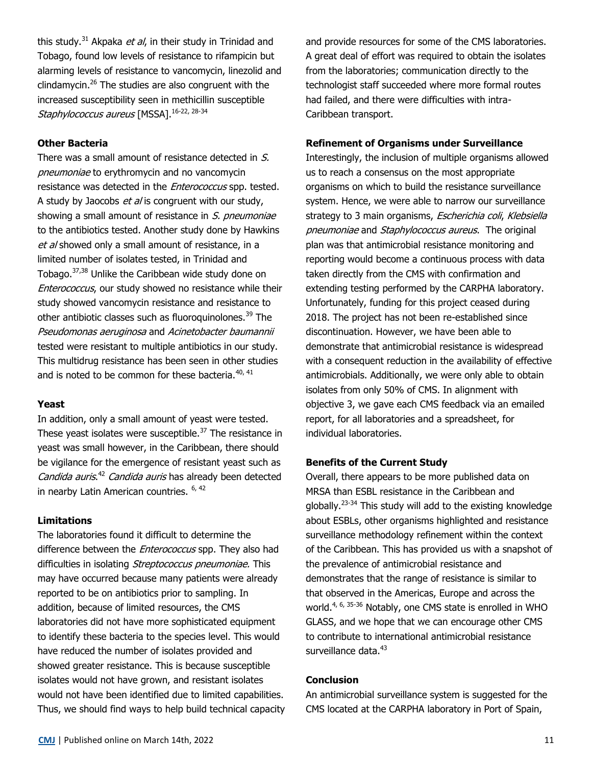this study.[31] Akpaka *et al*, in their study in Trinidad and Tobago, found low levels of resistance to rifampicin but alarming levels of resistance to vancomycin, linezolid and clindamycin.[26] The studies are also congruent with the increased susceptibility seen in methicillin susceptible *Staphylococcus aureus* [MSSA].[16-22, 28-34]

**Other Bacteria**

There was a small amount of resistance detected in *S. pneumoniae* to erythromycin and no vancomycin resistance was detected in the *Enterococcus* spp. tested. A study by Jaocobs *et al* is congruent with our study, showing a small amount of resistance in *S. pneumoniae* to the antibiotics tested. Another study done by Hawkins *et al* showed only a small amount of resistance, in a limited number of isolates tested, in Trinidad and Tobago.[37,38] Unlike the Caribbean wide study done on *Enterococcus*, our study showed no resistance while their study showed vancomycin resistance and resistance to other antibiotic classes such as fluoroquinolones.[39] The *Pseudomonas aeruginosa* and *Acinetobacter baumannii* tested were resistant to multiple antibiotics in our study. This multidrug resistance has been seen in other studies and is noted to be common for these bacteria.[40, 41]

**Yeast**

In addition, only a small amount of yeast were tested. These yeast isolates were susceptible.[37] The resistance in yeast was small however, in the Caribbean, there should be vigilance for the emergence of resistant yeast such as *Candida auris*.[42] *Candida auris* has already been detected in nearby Latin American countries. [6, 42]

**Limitations**

The laboratories found it difficult to determine the difference between the *Enterococcus* spp. They also had difficulties in isolating *Streptococcus pneumoniae.* This may have occurred because many patients were already reported to be on antibiotics prior to sampling. In addition, because of limited resources, the CMS laboratories did not have more sophisticated equipment to identify these bacteria to the species level. This would have reduced the number of isolates provided and showed greater resistance. This is because susceptible isolates would not have grown, and resistant isolates would not have been identified due to limited capabilities. Thus, we should find ways to help build technical capacity and provide resources for some of the CMS laboratories. A great deal of effort was required to obtain the isolates from the laboratories; communication directly to the technologist staff succeeded where more formal routes had failed, and there were difficulties with intra-Caribbean transport.

**Refinement of Organisms under Surveillance**

Interestingly, the inclusion of multiple organisms allowed us to reach a consensus on the most appropriate organisms on which to build the resistance surveillance system. Hence, we were able to narrow our surveillance strategy to 3 main organisms, *Escherichia coli*, *Klebsiella pneumoniae* and *Staphylococcus aureus*. The original plan was that antimicrobial resistance monitoring and reporting would become a continuous process with data taken directly from the CMS with confirmation and extending testing performed by the CARPHA laboratory. Unfortunately, funding for this project ceased during 2018. The project has not been re-established since discontinuation. However, we have been able to demonstrate that antimicrobial resistance is widespread with a consequent reduction in the availability of effective antimicrobials. Additionally, we were only able to obtain isolates from only 50% of CMS. In alignment with objective 3, we gave each CMS feedback via an emailed report, for all laboratories and a spreadsheet, for individual laboratories.

**Benefits of the Current Study**

Overall, there appears to be more published data on MRSA than ESBL resistance in the Caribbean and globally.[23-34] This study will add to the existing knowledge about ESBLs, other organisms highlighted and resistance surveillance methodology refinement within the context of the Caribbean. This has provided us with a snapshot of the prevalence of antimicrobial resistance and demonstrates that the range of resistance is similar to that observed in the Americas, Europe and across the world.[4, 6, 35-36] Notably, one CMS state is enrolled in WHO GLASS, and we hope that we can encourage other CMS to contribute to international antimicrobial resistance surveillance data.[43]

**Conclusion**

An antimicrobial surveillance system is suggested for the CMS located at the CARPHA laboratory in Port of Spain,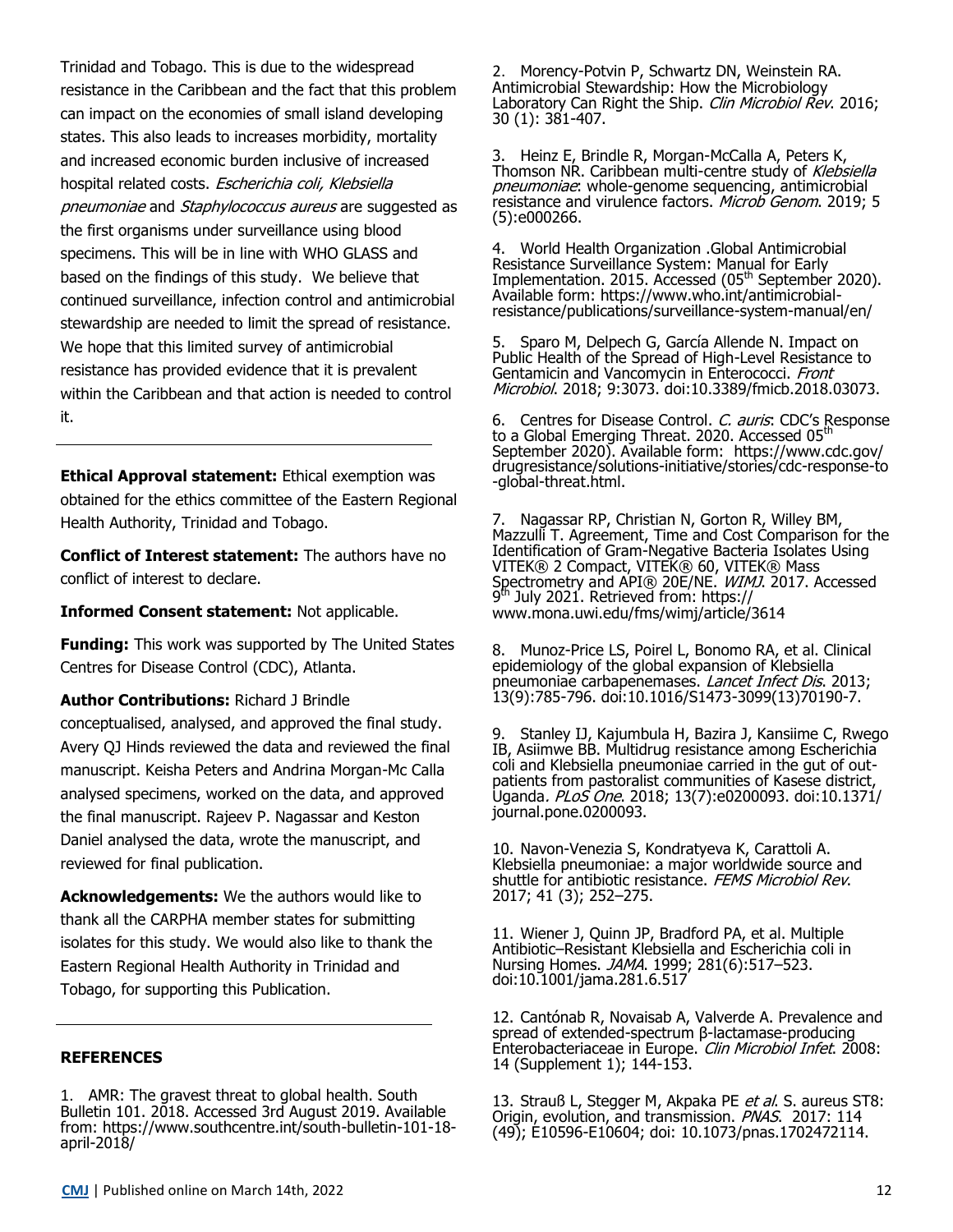Trinidad and Tobago. This is due to the widespread resistance in the Caribbean and the fact that this problem can impact on the economies of small island developing states. This also leads to increases morbidity, mortality and increased economic burden inclusive of increased hospital related costs. *Escherichia coli, Klebsiella pneumoniae* and *Staphylococcus aureus* are suggested as the first organisms under surveillance using blood specimens. This will be in line with WHO GLASS and based on the findings of this study. We believe that continued surveillance, infection control and antimicrobial stewardship are needed to limit the spread of resistance. We hope that this limited survey of antimicrobial resistance has provided evidence that it is prevalent within the Caribbean and that action is needed to control it.

---

**Ethical Approval statement:** Ethical exemption was obtained for the ethics committee of the Eastern Regional Health Authority, Trinidad and Tobago.

**Conflict of Interest statement:** The authors have no conflict of interest to declare.

**Informed Consent statement:** Not applicable.

**Funding:** This work was supported by The United States Centres for Disease Control (CDC), Atlanta.

**Author Contributions:** Richard J Brindle conceptualised, analysed, and approved the final study. Avery QJ Hinds reviewed the data and reviewed the final manuscript. Keisha Peters and Andrina Morgan-Mc Calla analysed specimens, worked on the data, and approved the final manuscript. Rajeev P. Nagassar and Keston Daniel analysed the data, wrote the manuscript, and reviewed for final publication.

**Acknowledgements:** We the authors would like to thank all the CARPHA member states for submitting isolates for this study. We would also like to thank the Eastern Regional Health Authority in Trinidad and Tobago, for supporting this Publication.

---

## REFERENCES

1. AMR: The gravest threat to global health. South Bulletin 101. 2018. Accessed 3rd August 2019. Available from: https://www.southcentre.int/south-bulletin-101-18-april-2018/

2. Morency-Potvin P, Schwartz DN, Weinstein RA. Antimicrobial Stewardship: How the Microbiology Laboratory Can Right the Ship. *Clin Microbiol Rev*. 2016; 30 (1): 381-407.

3. Heinz E, Brindle R, Morgan-McCalla A, Peters K, Thomson NR. Caribbean multi-centre study of *Klebsiella pneumoniae*: whole-genome sequencing, antimicrobial resistance and virulence factors. *Microb Genom*. 2019; 5 (5):e000266.

4. World Health Organization .Global Antimicrobial Resistance Surveillance System: Manual for Early Implementation. 2015. Accessed (05th September 2020). Available form: https://www.who.int/antimicrobial-resistance/publications/surveillance-system-manual/en/

5. Sparo M, Delpech G, García Allende N. Impact on Public Health of the Spread of High-Level Resistance to Gentamicin and Vancomycin in Enterococci. *Front Microbiol*. 2018; 9:3073. doi:10.3389/fmicb.2018.03073.

6. Centres for Disease Control. *C. auris*: CDC's Response to a Global Emerging Threat. 2020. Accessed 05th September 2020). Available form: https://www.cdc.gov/drugresistance/solutions-initiative/stories/cdc-response-to-global-threat.html.

7. Nagassar RP, Christian N, Gorton R, Willey BM, Mazzulli T. Agreement, Time and Cost Comparison for the Identification of Gram-Negative Bacteria Isolates Using VITEK® 2 Compact, VITEK® 60, VITEK® Mass Spectrometry and API® 20E/NE. *WIMJ*. 2017. Accessed 9th July 2021. Retrieved from: https://www.mona.uwi.edu/fms/wimj/article/3614

8. Munoz-Price LS, Poirel L, Bonomo RA, et al. Clinical epidemiology of the global expansion of Klebsiella pneumoniae carbapenemases. *Lancet Infect Dis*. 2013; 13(9):785-796. doi:10.1016/S1473-3099(13)70190-7.

9. Stanley IJ, Kajumbula H, Bazira J, Kansiime C, Rwego IB, Asiimwe BB. Multidrug resistance among Escherichia coli and Klebsiella pneumoniae carried in the gut of out-patients from pastoralist communities of Kasese district, Uganda*. PLoS One*. 2018; 13(7):e0200093. doi:10.1371/journal.pone.0200093.

10. Navon-Venezia S, Kondratyeva K, Carattoli A. Klebsiella pneumoniae: a major worldwide source and shuttle for antibiotic resistance. *FEMS Microbiol Rev*. 2017; 41 (3); 252–275.

11. Wiener J, Quinn JP, Bradford PA, et al. Multiple Antibiotic–Resistant Klebsiella and Escherichia coli in Nursing Homes. *JAMA*. 1999; 281(6):517–523. doi:10.1001/jama.281.6.517

12. Cantónab R, Novaisab A, Valverde A. Prevalence and spread of extended-spectrum β-lactamase-producing Enterobacteriaceae in Europe. *Clin Microbiol Infet*. 2008: 14 (Supplement 1); 144-153.

13. Strauß L, Stegger M, Akpaka PE *et al*. S. aureus ST8: Origin, evolution, and transmission. *PNAS*. 2017: 114 (49); E10596-E10604; doi: 10.1073/pnas.1702472114.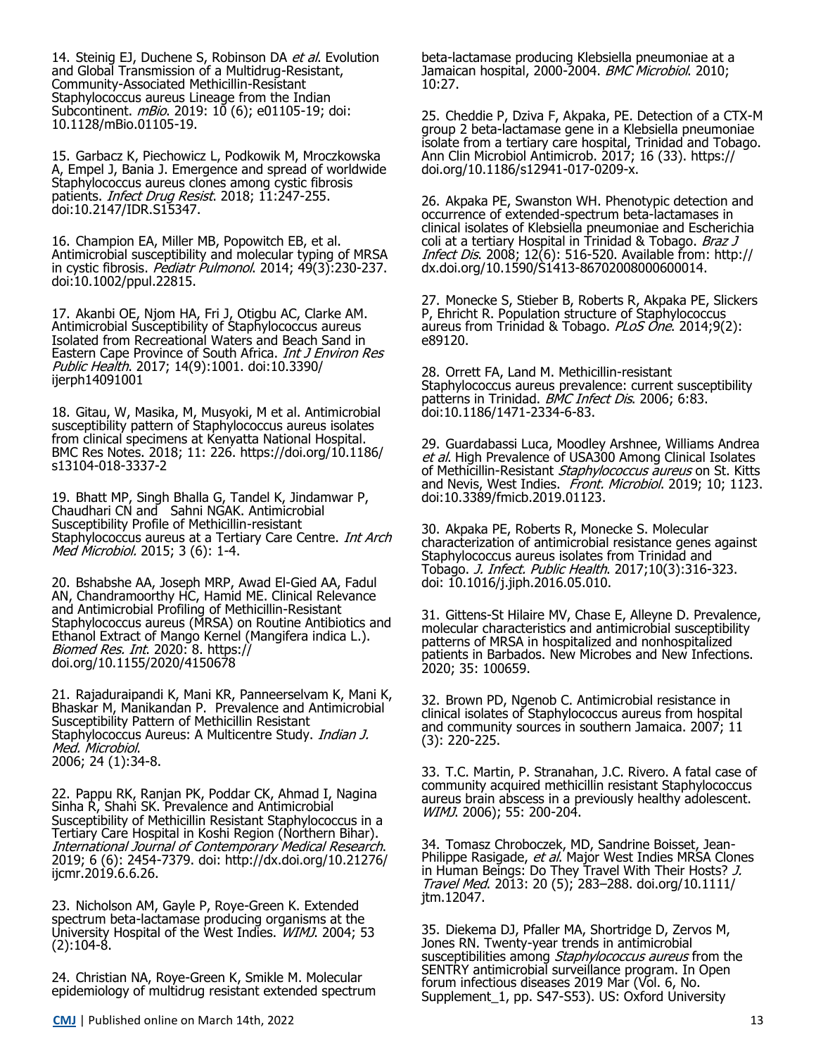14. Steinig EJ, Duchene S, Robinson DA *et al*. Evolution and Global Transmission of a Multidrug-Resistant, Community-Associated Methicillin-Resistant Staphylococcus aureus Lineage from the Indian Subcontinent. *mBio*. 2019: 10 (6); e01105-19; doi: 10.1128/mBio.01105-19.

15. Garbacz K, Piechowicz L, Podkowik M, Mroczkowska A, Empel J, Bania J. Emergence and spread of worldwide Staphylococcus aureus clones among cystic fibrosis patients. *Infect Drug Resist*. 2018; 11:247-255. doi:10.2147/IDR.S15347.

16. Champion EA, Miller MB, Popowitch EB, et al. Antimicrobial susceptibility and molecular typing of MRSA in cystic fibrosis. *Pediatr Pulmonol*. 2014; 49(3):230-237. doi:10.1002/ppul.22815.

17. Akanbi OE, Njom HA, Fri J, Otigbu AC, Clarke AM. Antimicrobial Susceptibility of Staphylococcus aureus Isolated from Recreational Waters and Beach Sand in Eastern Cape Province of South Africa. *Int J Environ Res Public Health*. 2017; 14(9):1001. doi:10.3390/ijerph14091001

18. Gitau, W, Masika, M, Musyoki, M et al. Antimicrobial susceptibility pattern of Staphylococcus aureus isolates from clinical specimens at Kenyatta National Hospital. BMC Res Notes. 2018; 11: 226. https://doi.org/10.1186/s13104-018-3337-2

19. Bhatt MP, Singh Bhalla G, Tandel K, Jindamwar P, Chaudhari CN and Sahni NGAK. Antimicrobial Susceptibility Profile of Methicillin-resistant Staphylococcus aureus at a Tertiary Care Centre. *Int Arch Med Microbiol.* 2015; 3 (6): 1-4.

20. Bshabshe AA, Joseph MRP, Awad El-Gied AA, Fadul AN, Chandramoorthy HC, Hamid ME. Clinical Relevance and Antimicrobial Profiling of Methicillin-Resistant Staphylococcus aureus (MRSA) on Routine Antibiotics and Ethanol Extract of Mango Kernel (Mangifera indica L.). *Biomed Res. Int*. 2020: 8. https://doi.org/10.1155/2020/4150678

21. Rajaduraipandi K, Mani KR, Panneerselvam K, Mani K, Bhaskar M, Manikandan P. Prevalence and Antimicrobial Susceptibility Pattern of Methicillin Resistant Staphylococcus Aureus: A Multicentre Study. *Indian J. Med. Microbiol*. 2006; 24 (1):34-8.

22. Pappu RK, Ranjan PK, Poddar CK, Ahmad I, Nagina Sinha R, Shahi SK. Prevalence and Antimicrobial Susceptibility of Methicillin Resistant Staphylococcus in a Tertiary Care Hospital in Koshi Region (Northern Bihar). *International Journal of Contemporary Medical Research*. 2019; 6 (6): 2454-7379. doi: http://dx.doi.org/10.21276/ijcmr.2019.6.6.26.

23. Nicholson AM, Gayle P, Roye-Green K. Extended spectrum beta-lactamase producing organisms at the University Hospital of the West Indies. *WIMJ*. 2004; 53 (2):104-8.

24. Christian NA, Roye-Green K, Smikle M. Molecular epidemiology of multidrug resistant extended spectrum beta-lactamase producing Klebsiella pneumoniae at a Jamaican hospital, 2000-2004. *BMC Microbiol*. 2010; 10:27.

25. Cheddie P, Dziva F, Akpaka, PE. Detection of a CTX-M group 2 beta-lactamase gene in a Klebsiella pneumoniae isolate from a tertiary care hospital, Trinidad and Tobago. Ann Clin Microbiol Antimicrob. 2017; 16 (33). https://doi.org/10.1186/s12941-017-0209-x.

26. Akpaka PE, Swanston WH. Phenotypic detection and occurrence of extended-spectrum beta-lactamases in clinical isolates of Klebsiella pneumoniae and Escherichia coli at a tertiary Hospital in Trinidad & Tobago. *Braz J Infect Dis*. 2008; 12(6): 516-520. Available from: http://dx.doi.org/10.1590/S1413-86702008000600014.

27. Monecke S, Stieber B, Roberts R, Akpaka PE, Slickers P, Ehricht R. Population structure of Staphylococcus aureus from Trinidad & Tobago. *PLoS One*. 2014;9(2): e89120.

28. Orrett FA, Land M. Methicillin-resistant Staphylococcus aureus prevalence: current susceptibility patterns in Trinidad. *BMC Infect Dis*. 2006; 6:83. doi:10.1186/1471-2334-6-83.

29. Guardabassi Luca, Moodley Arshnee, Williams Andrea *et al*. High Prevalence of USA300 Among Clinical Isolates of Methicillin-Resistant *Staphylococcus aureus* on St. Kitts and Nevis, West Indies. *Front. Microbiol*. 2019; 10; 1123. doi:10.3389/fmicb.2019.01123.

30. Akpaka PE, Roberts R, Monecke S. Molecular characterization of antimicrobial resistance genes against Staphylococcus aureus isolates from Trinidad and Tobago. *J. Infect. Public Health*. 2017;10(3):316-323. doi: 10.1016/j.jiph.2016.05.010.

31. Gittens-St Hilaire MV, Chase E, Alleyne D. Prevalence, molecular characteristics and antimicrobial susceptibility patterns of MRSA in hospitalized and nonhospitalized patients in Barbados. New Microbes and New Infections. 2020; 35: 100659.

32. Brown PD, Ngenob C. Antimicrobial resistance in clinical isolates of Staphylococcus aureus from hospital and community sources in southern Jamaica. 2007; 11 (3): 220-225.

33. T.C. Martin, P. Stranahan, J.C. Rivero. A fatal case of community acquired methicillin resistant Staphylococcus aureus brain abscess in a previously healthy adolescent. *WIMJ*. 2006); 55: 200-204.

34. Tomasz Chroboczek, MD, Sandrine Boisset, Jean-Philippe Rasigade, *et al*. Major West Indies MRSA Clones in Human Beings: Do They Travel With Their Hosts? *J. Travel Med*. 2013: 20 (5); 283–288. doi.org/10.1111/jtm.12047.

35. Diekema DJ, Pfaller MA, Shortridge D, Zervos M, Jones RN. Twenty-year trends in antimicrobial susceptibilities among *Staphylococcus aureus* from the SENTRY antimicrobial surveillance program. In Open forum infectious diseases 2019 Mar (Vol. 6, No. Supplement_1, pp. S47-S53). US: Oxford University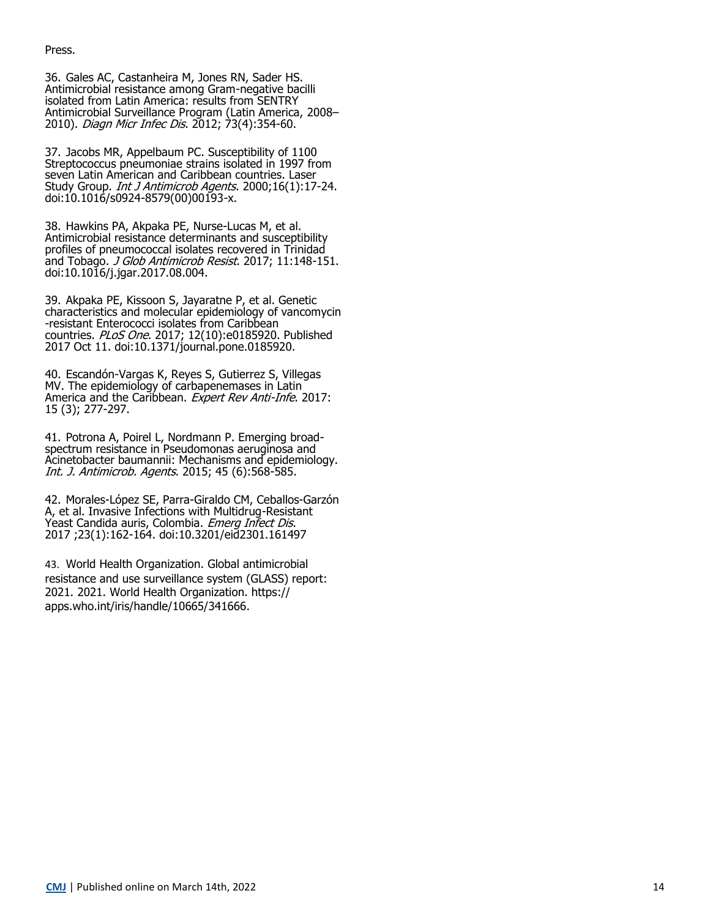Press.

36. Gales AC, Castanheira M, Jones RN, Sader HS. Antimicrobial resistance among Gram-negative bacilli isolated from Latin America: results from SENTRY Antimicrobial Surveillance Program (Latin America, 2008–2010). *Diagn Micr Infec Dis*. 2012; 73(4):354-60.

37. Jacobs MR, Appelbaum PC. Susceptibility of 1100 Streptococcus pneumoniae strains isolated in 1997 from seven Latin American and Caribbean countries. Laser Study Group. *Int J Antimicrob Agents*. 2000;16(1):17-24. doi:10.1016/s0924-8579(00)00193-x.

38. Hawkins PA, Akpaka PE, Nurse-Lucas M, et al. Antimicrobial resistance determinants and susceptibility profiles of pneumococcal isolates recovered in Trinidad and Tobago. *J Glob Antimicrob Resist*. 2017; 11:148-151. doi:10.1016/j.jgar.2017.08.004.

39. Akpaka PE, Kissoon S, Jayaratne P, et al. Genetic characteristics and molecular epidemiology of vancomycin -resistant Enterococci isolates from Caribbean countries. *PLoS One*. 2017; 12(10):e0185920. Published 2017 Oct 11. doi:10.1371/journal.pone.0185920.

40. Escandón-Vargas K, Reyes S, Gutierrez S, Villegas MV. The epidemiology of carbapenemases in Latin America and the Caribbean. *Expert Rev Anti-Infe*. 2017: 15 (3); 277-297.

41. Potrona A, Poirel L, Nordmann P. Emerging broad-spectrum resistance in Pseudomonas aeruginosa and Acinetobacter baumannii: Mechanisms and epidemiology. *Int. J. Antimicrob. Agents*. 2015; 45 (6):568-585.

42. Morales-López SE, Parra-Giraldo CM, Ceballos-Garzón A, et al. Invasive Infections with Multidrug-Resistant Yeast Candida auris, Colombia. *Emerg Infect Dis*. 2017 ;23(1):162-164. doi:10.3201/eid2301.161497

43. World Health Organization. Global antimicrobial resistance and use surveillance system (GLASS) report: 2021. 2021. World Health Organization. https://apps.who.int/iris/handle/10665/341666.